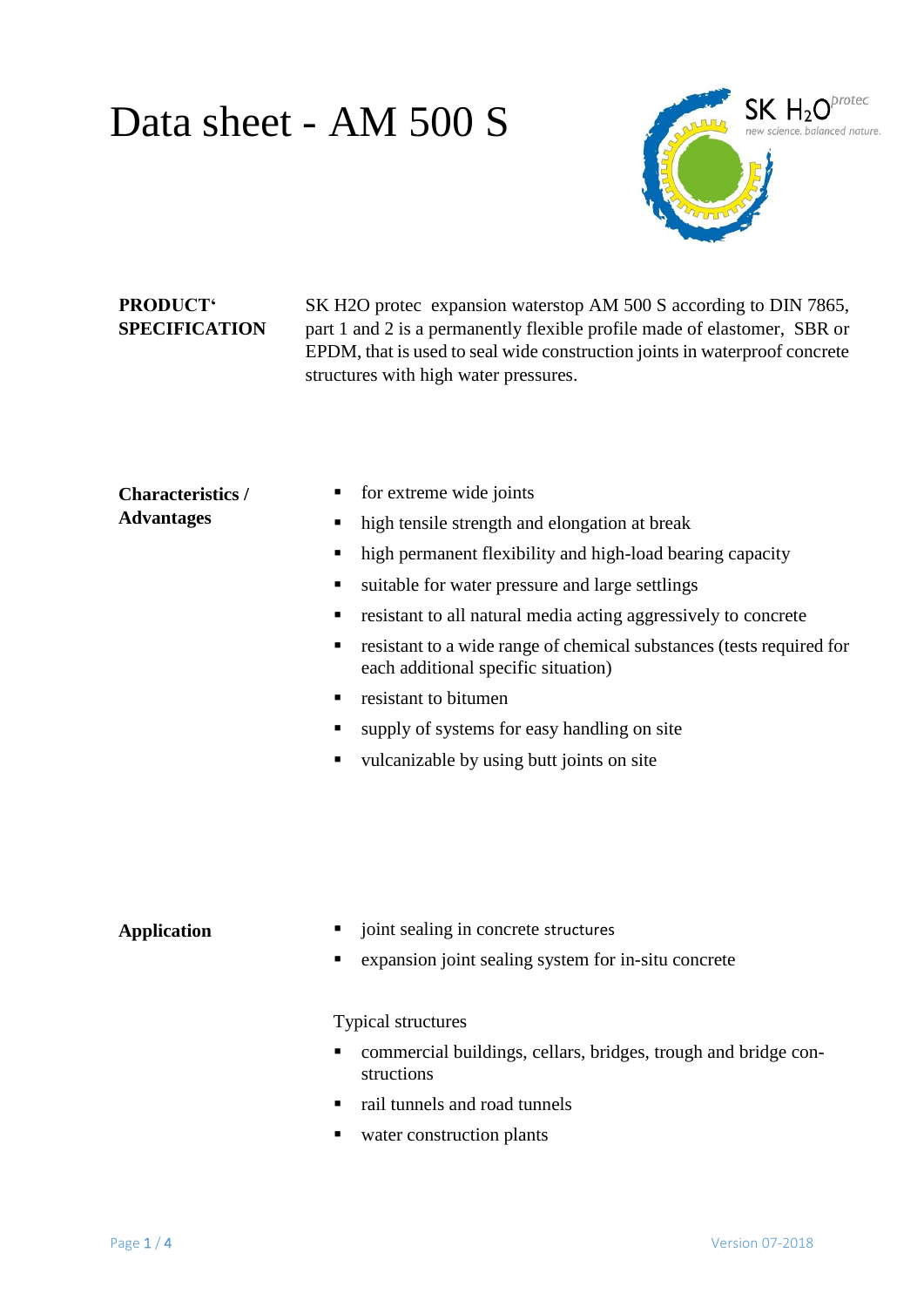# Data sheet - AM 500 S

**PRODUCT' SPECIFICATION**

SK H2O protec expansion waterstop AM 500 S according to DIN 7865, part 1 and 2 is a permanently flexible profile made of elastomer, SBR or EPDM, that is used to seal wide construction joints in waterproof concrete structures with high water pressures.

**Characteristics / Advantages**

- for extreme wide joints
- high tensile strength and elongation at break
- high permanent flexibility and high-load bearing capacity
- suitable for water pressure and large settlings
- resistant to all natural media acting aggressively to concrete
- resistant to a wide range of chemical substances (tests required for each additional specific situation)
- resistant to bitumen
- supply of systems for easy handling on site
- vulcanizable by using butt joints on site

**Application**

- joint sealing in concrete structures
- expansion joint sealing system for in-situ concrete

Typical structures

- commercial buildings, cellars, bridges, trough and bridge constructions
- rail tunnels and road tunnels
- water construction plants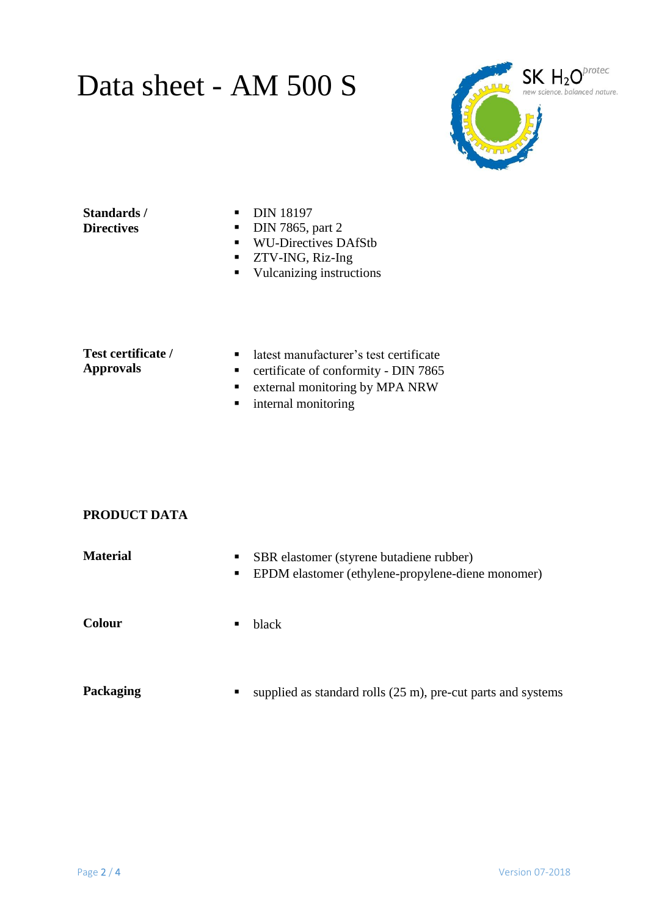# Data sheet - AM 500 S

**Standards / Directives**

- DIN 18197
- DIN 7865, part 2
- WU-Directives DAfStb
- ZTV-ING, Riz-Ing
- Vulcanizing instructions

**Test certificate / Approvals**

- latest manufacturer's test certificate
- certificate of conformity - DIN 7865
- external monitoring by MPA NRW
- internal monitoring

## PRODUCT DATA

**Material**

- SBR elastomer (styrene butadiene rubber)
- EPDM elastomer (ethylene-propylene-diene monomer)

**Colour**

- black

**Packaging**

- supplied as standard rolls (25 m), pre-cut parts and systems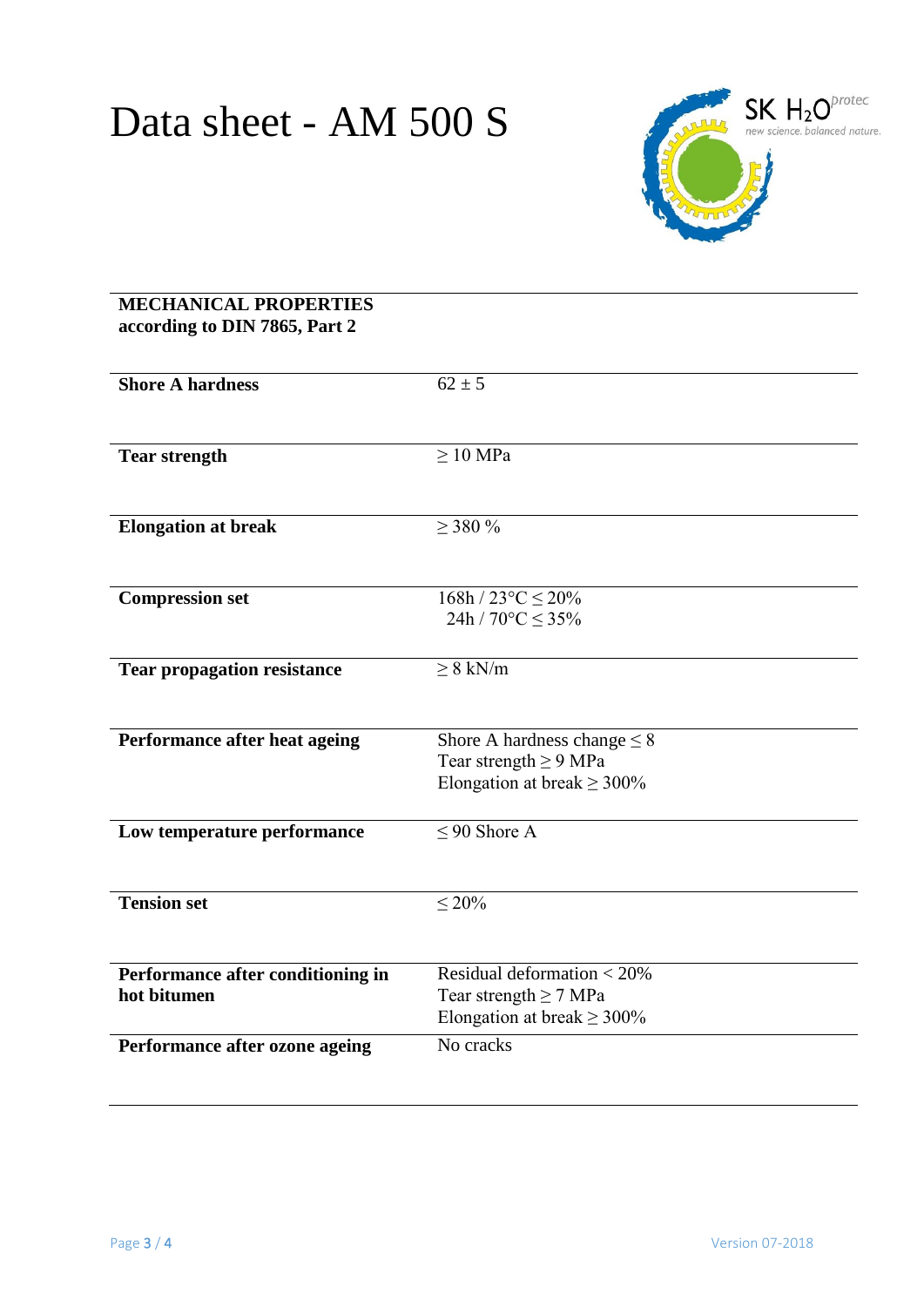# Data sheet - AM 500 S

SK $H_2O$ protec
new science. balanced nature.

| MECHANICAL PROPERTIES according to DIN 7865, Part 2 | |
|---|---|
| **Shore A hardness** | 62 ± 5 |
| **Tear strength** | ≥ 10 MPa |
| **Elongation at break** | ≥ 380 % |
| **Compression set** | 168h / 23°C ≤ 20%<br>24h / 70°C ≤ 35% |
| **Tear propagation resistance** | ≥ 8 kN/m |
| **Performance after heat ageing** | Shore A hardness change ≤ 8<br>Tear strength ≥ 9 MPa<br>Elongation at break ≥ 300% |
| **Low temperature performance** | ≤ 90 Shore A |
| **Tension set** | ≤ 20% |
| **Performance after conditioning in hot bitumen** | Residual deformation < 20%<br>Tear strength ≥ 7 MPa<br>Elongation at break ≥ 300% |
| **Performance after ozone ageing** | No cracks |

Version 07-2018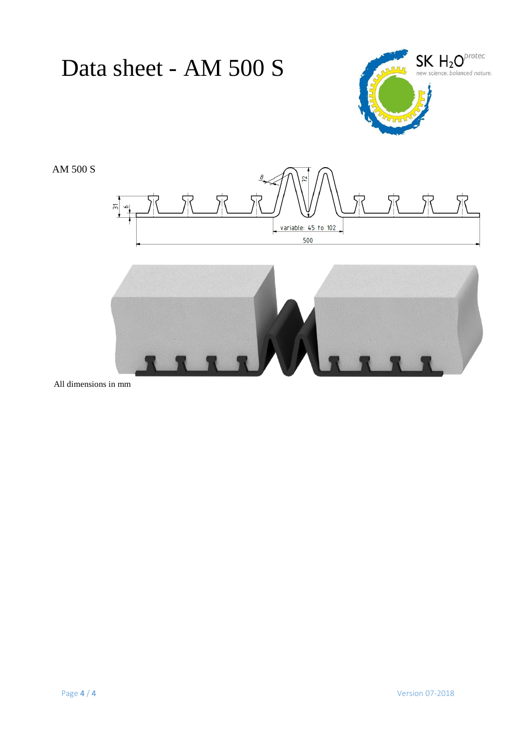# Data sheet - AM 500 S

AM 500 S

8

72

31

6

variable: 45 to 102

500

All dimensions in mm